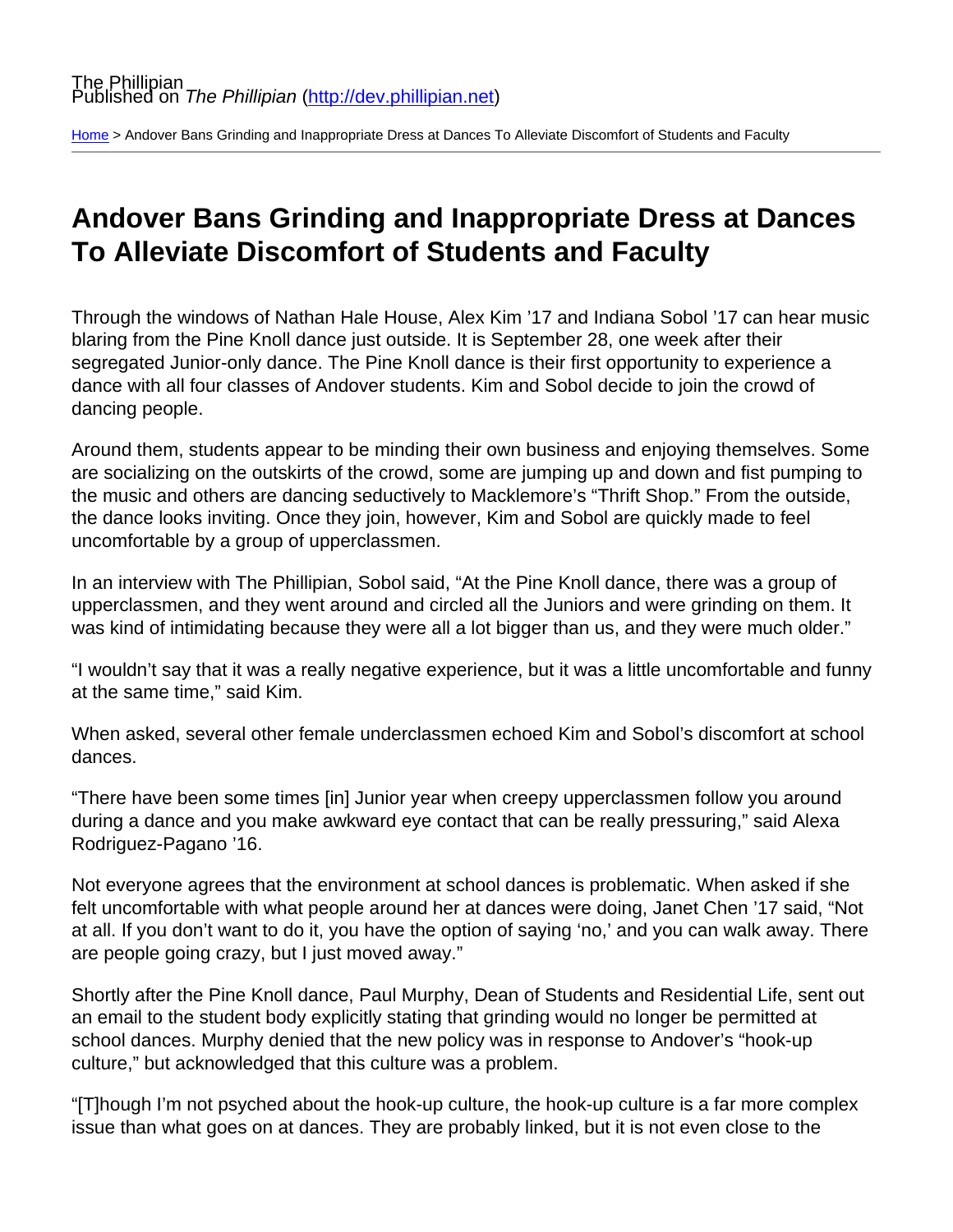The Phillipian
Published on *The Phillipian* (http://dev.phillipian.net)

Home > Andover Bans Grinding and Inappropriate Dress at Dances To Alleviate Discomfort of Students and Faculty

# Andover Bans Grinding and Inappropriate Dress at Dances To Alleviate Discomfort of Students and Faculty

Through the windows of Nathan Hale House, Alex Kim '17 and Indiana Sobol '17 can hear music blaring from the Pine Knoll dance just outside. It is September 28, one week after their segregated Junior-only dance. The Pine Knoll dance is their first opportunity to experience a dance with all four classes of Andover students. Kim and Sobol decide to join the crowd of dancing people.

Around them, students appear to be minding their own business and enjoying themselves. Some are socializing on the outskirts of the crowd, some are jumping up and down and fist pumping to the music and others are dancing seductively to Macklemore's "Thrift Shop." From the outside, the dance looks inviting. Once they join, however, Kim and Sobol are quickly made to feel uncomfortable by a group of upperclassmen.

In an interview with The Phillipian, Sobol said, "At the Pine Knoll dance, there was a group of upperclassmen, and they went around and circled all the Juniors and were grinding on them. It was kind of intimidating because they were all a lot bigger than us, and they were much older."

"I wouldn't say that it was a really negative experience, but it was a little uncomfortable and funny at the same time," said Kim.

When asked, several other female underclassmen echoed Kim and Sobol's discomfort at school dances.

"There have been some times [in] Junior year when creepy upperclassmen follow you around during a dance and you make awkward eye contact that can be really pressuring," said Alexa Rodriguez-Pagano '16.

Not everyone agrees that the environment at school dances is problematic. When asked if she felt uncomfortable with what people around her at dances were doing, Janet Chen '17 said, "Not at all. If you don't want to do it, you have the option of saying 'no,' and you can walk away. There are people going crazy, but I just moved away."

Shortly after the Pine Knoll dance, Paul Murphy, Dean of Students and Residential Life, sent out an email to the student body explicitly stating that grinding would no longer be permitted at school dances. Murphy denied that the new policy was in response to Andover's "hook-up culture," but acknowledged that this culture was a problem.

"[T]hough I'm not psyched about the hook-up culture, the hook-up culture is a far more complex issue than what goes on at dances. They are probably linked, but it is not even close to the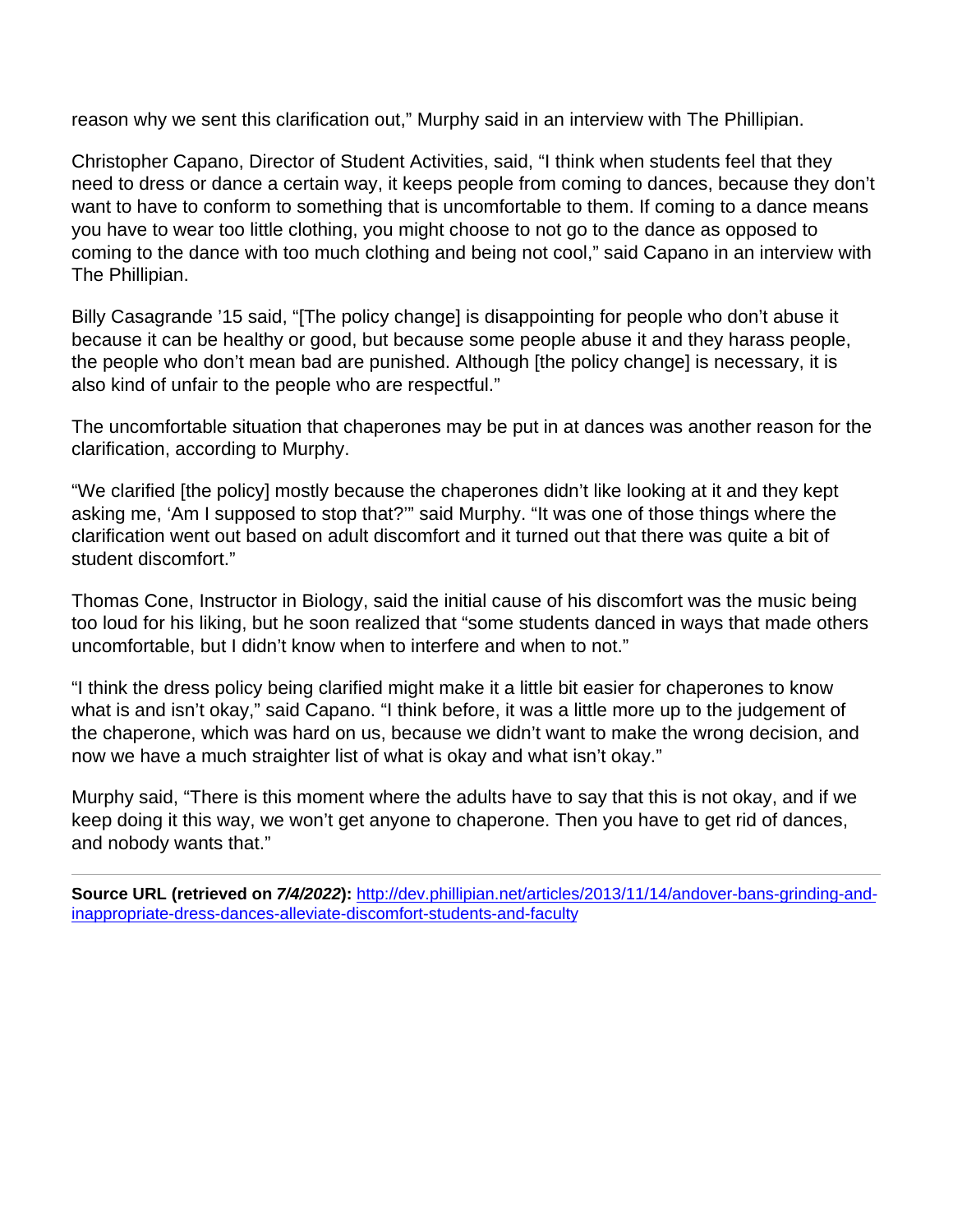reason why we sent this clarification out," Murphy said in an interview with The Phillipian.

Christopher Capano, Director of Student Activities, said, "I think when students feel that they need to dress or dance a certain way, it keeps people from coming to dances, because they don't want to have to conform to something that is uncomfortable to them. If coming to a dance means you have to wear too little clothing, you might choose to not go to the dance as opposed to coming to the dance with too much clothing and being not cool," said Capano in an interview with The Phillipian.

Billy Casagrande '15 said, "[The policy change] is disappointing for people who don't abuse it because it can be healthy or good, but because some people abuse it and they harass people, the people who don't mean bad are punished. Although [the policy change] is necessary, it is also kind of unfair to the people who are respectful."

The uncomfortable situation that chaperones may be put in at dances was another reason for the clarification, according to Murphy.

"We clarified [the policy] mostly because the chaperones didn't like looking at it and they kept asking me, 'Am I supposed to stop that?'" said Murphy. "It was one of those things where the clarification went out based on adult discomfort and it turned out that there was quite a bit of student discomfort."

Thomas Cone, Instructor in Biology, said the initial cause of his discomfort was the music being too loud for his liking, but he soon realized that "some students danced in ways that made others uncomfortable, but I didn't know when to interfere and when to not."

"I think the dress policy being clarified might make it a little bit easier for chaperones to know what is and isn't okay," said Capano. "I think before, it was a little more up to the judgement of the chaperone, which was hard on us, because we didn't want to make the wrong decision, and now we have a much straighter list of what is okay and what isn't okay."

Murphy said, "There is this moment where the adults have to say that this is not okay, and if we keep doing it this way, we won't get anyone to chaperone. Then you have to get rid of dances, and nobody wants that."

---

**Source URL (retrieved on *7/4/2022*):** http://dev.phillipian.net/articles/2013/11/14/andover-bans-grinding-and-inappropriate-dress-dances-alleviate-discomfort-students-and-faculty